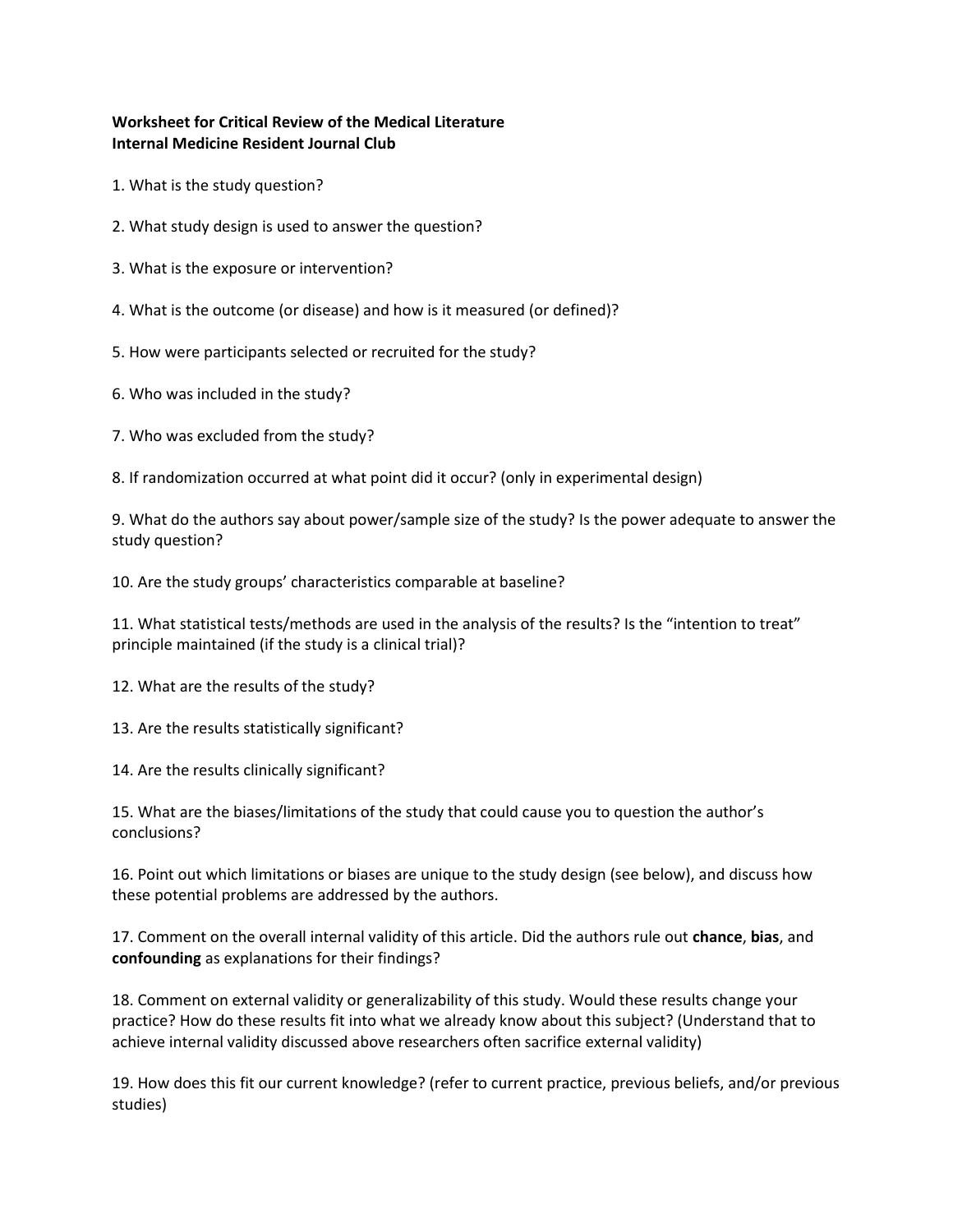**Worksheet for Critical Review of the Medical Literature**
**Internal Medicine Resident Journal Club**

1. What is the study question?

2. What study design is used to answer the question?

3. What is the exposure or intervention?

4. What is the outcome (or disease) and how is it measured (or defined)?

5. How were participants selected or recruited for the study?

6. Who was included in the study?

7. Who was excluded from the study?

8. If randomization occurred at what point did it occur? (only in experimental design)

9. What do the authors say about power/sample size of the study? Is the power adequate to answer the study question?

10. Are the study groups' characteristics comparable at baseline?

11. What statistical tests/methods are used in the analysis of the results? Is the "intention to treat" principle maintained (if the study is a clinical trial)?

12. What are the results of the study?

13. Are the results statistically significant?

14. Are the results clinically significant?

15. What are the biases/limitations of the study that could cause you to question the author's conclusions?

16. Point out which limitations or biases are unique to the study design (see below), and discuss how these potential problems are addressed by the authors.

17. Comment on the overall internal validity of this article. Did the authors rule out **chance**, **bias**, and **confounding** as explanations for their findings?

18. Comment on external validity or generalizability of this study. Would these results change your practice? How do these results fit into what we already know about this subject? (Understand that to achieve internal validity discussed above researchers often sacrifice external validity)

19. How does this fit our current knowledge? (refer to current practice, previous beliefs, and/or previous studies)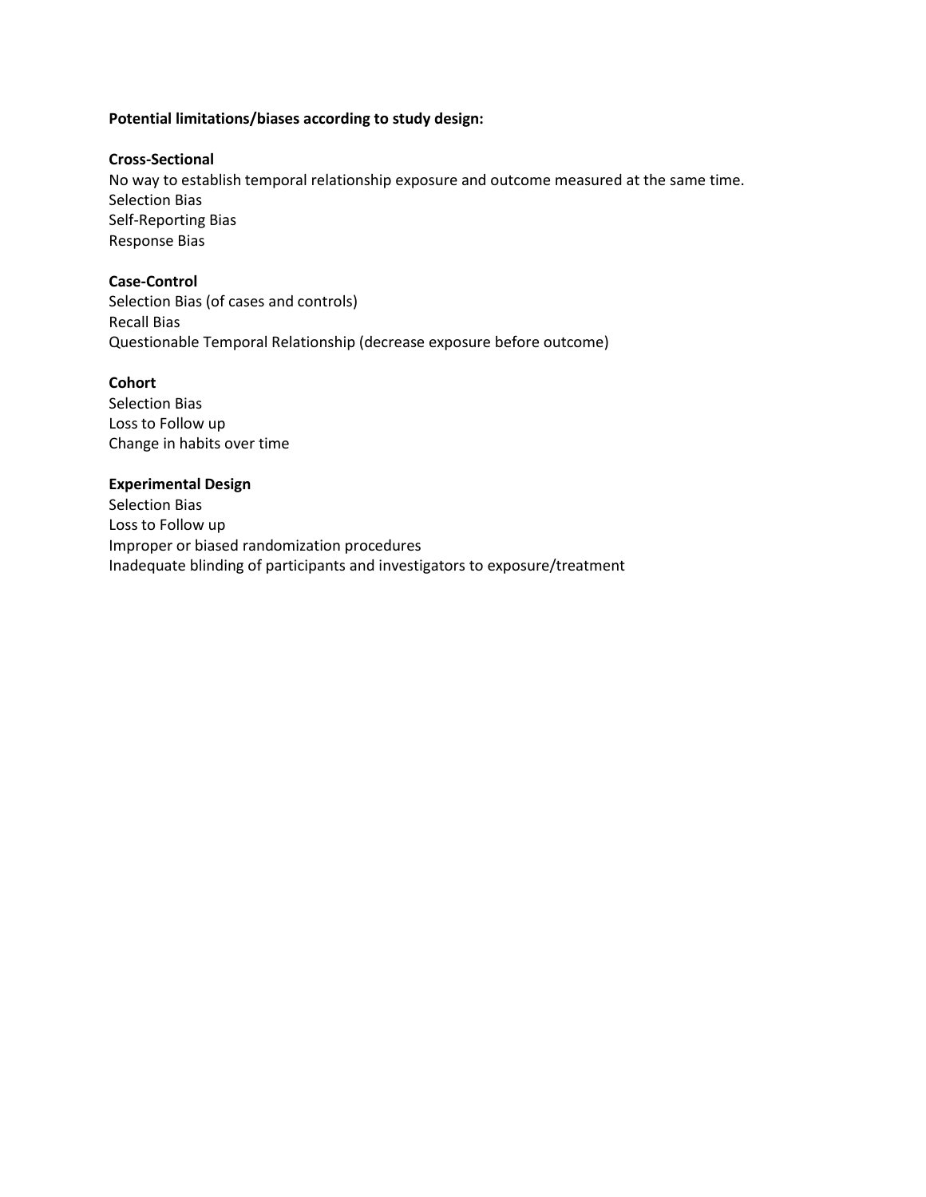**Potential limitations/biases according to study design:**

**Cross-Sectional**
No way to establish temporal relationship exposure and outcome measured at the same time.
Selection Bias
Self-Reporting Bias
Response Bias

**Case-Control**
Selection Bias (of cases and controls)
Recall Bias
Questionable Temporal Relationship (decrease exposure before outcome)

**Cohort**
Selection Bias
Loss to Follow up
Change in habits over time

**Experimental Design**
Selection Bias
Loss to Follow up
Improper or biased randomization procedures
Inadequate blinding of participants and investigators to exposure/treatment